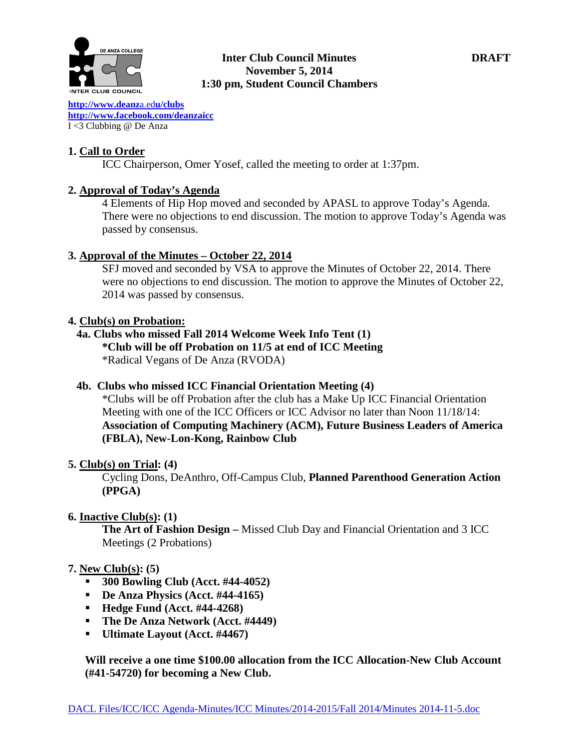**Inter Club Council Minutes** **DRAFT**
**November 5, 2014**
**1:30 pm, Student Council Chambers**

http://www.deanza.edu/clubs
http://www.facebook.com/deanzaicc
I <3 Clubbing @ De Anza

## 1. Call to Order

ICC Chairperson, Omer Yosef, called the meeting to order at 1:37pm.

## 2. Approval of Today's Agenda

4 Elements of Hip Hop moved and seconded by APASL to approve Today's Agenda. There were no objections to end discussion. The motion to approve Today's Agenda was passed by consensus.

## 3. Approval of the Minutes – October 22, 2014

SFJ moved and seconded by VSA to approve the Minutes of October 22, 2014. There were no objections to end discussion. The motion to approve the Minutes of October 22, 2014 was passed by consensus.

## 4. Club(s) on Probation:

### 4a. Clubs who missed Fall 2014 Welcome Week Info Tent (1)

**\*Club will be off Probation on 11/5 at end of ICC Meeting**

*Radical Vegans of De Anza (RVODA)

### 4b. Clubs who missed ICC Financial Orientation Meeting (4)

*Clubs will be off Probation after the club has a Make Up ICC Financial Orientation Meeting with one of the ICC Officers or ICC Advisor no later than Noon 11/18/14: **Association of Computing Machinery (ACM), Future Business Leaders of America (FBLA), New-Lon-Kong, Rainbow Club**

## 5. Club(s) on Trial: (4)

Cycling Dons, DeAnthro, Off-Campus Club, **Planned Parenthood Generation Action (PPGA)**

## 6. Inactive Club(s): (1)

**The Art of Fashion Design –** Missed Club Day and Financial Orientation and 3 ICC Meetings (2 Probations)

## 7. New Club(s): (5)

- **300 Bowling Club (Acct. #44-4052)**
- **De Anza Physics (Acct. #44-4165)**
- **Hedge Fund (Acct. #44-4268)**
- **The De Anza Network (Acct. #4449)**
- **Ultimate Layout (Acct. #4467)**

**Will receive a one time $100.00 allocation from the ICC Allocation-New Club Account (#41-54720) for becoming a New Club.**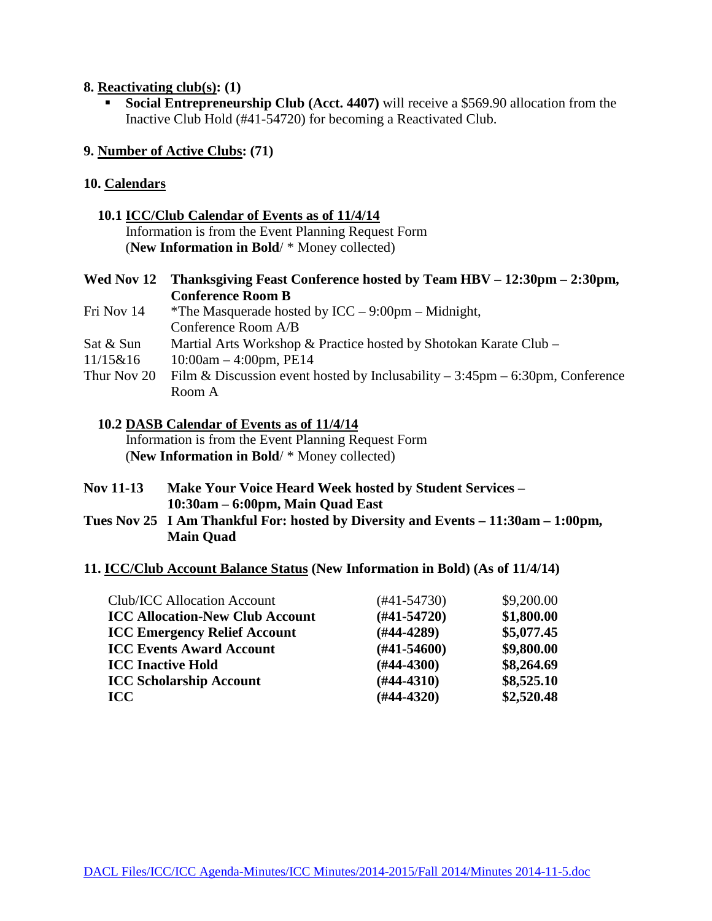**8. <u>Reactivating club(s)</u>: (1)**

- **Social Entrepreneurship Club (Acct. 4407)** will receive a $569.90 allocation from the Inactive Club Hold (#41-54720) for becoming a Reactivated Club.

**9. <u>Number of Active Clubs</u>: (71)**

**10. <u>Calendars</u>**

**10.1 <u>ICC/Club Calendar of Events as of 11/4/14</u>**
Information is from the Event Planning Request Form
(**New Information in Bold**/ * Money collected)

| | |
|---|---|
| **Wed Nov 12** | **Thanksgiving Feast Conference hosted by Team HBV – 12:30pm – 2:30pm, Conference Room B** |
| Fri Nov 14 | *The Masquerade hosted by ICC – 9:00pm – Midnight, Conference Room A/B |
| Sat & Sun 11/15&16 | Martial Arts Workshop & Practice hosted by Shotokan Karate Club – 10:00am – 4:00pm, PE14 |
| Thur Nov 20 | Film & Discussion event hosted by Inclusability – 3:45pm – 6:30pm, Conference Room A |

**10.2 <u>DASB Calendar of Events as of 11/4/14</u>**
Information is from the Event Planning Request Form
(**New Information in Bold**/ * Money collected)

| | |
|---|---|
| **Nov 11-13** | **Make Your Voice Heard Week hosted by Student Services – 10:30am – 6:00pm, Main Quad East** |
| **Tues Nov 25** | **I Am Thankful For: hosted by Diversity and Events – 11:30am – 1:00pm, Main Quad** |

**11. <u>ICC/Club Account Balance Status</u> (New Information in Bold) (As of 11/4/14)**

| | | |
|---|---|---|
| Club/ICC Allocation Account | (#41-54730) | $9,200.00 |
| **ICC Allocation-New Club Account** | **(#41-54720)** | **$1,800.00** |
| **ICC Emergency Relief Account** | **(#44-4289)** | **$5,077.45** |
| **ICC Events Award Account** | **(#41-54600)** | **$9,800.00** |
| **ICC Inactive Hold** | **(#44-4300)** | **$8,264.69** |
| **ICC Scholarship Account** | **(#44-4310)** | **$8,525.10** |
| **ICC** | **(#44-4320)** | **$2,520.48** |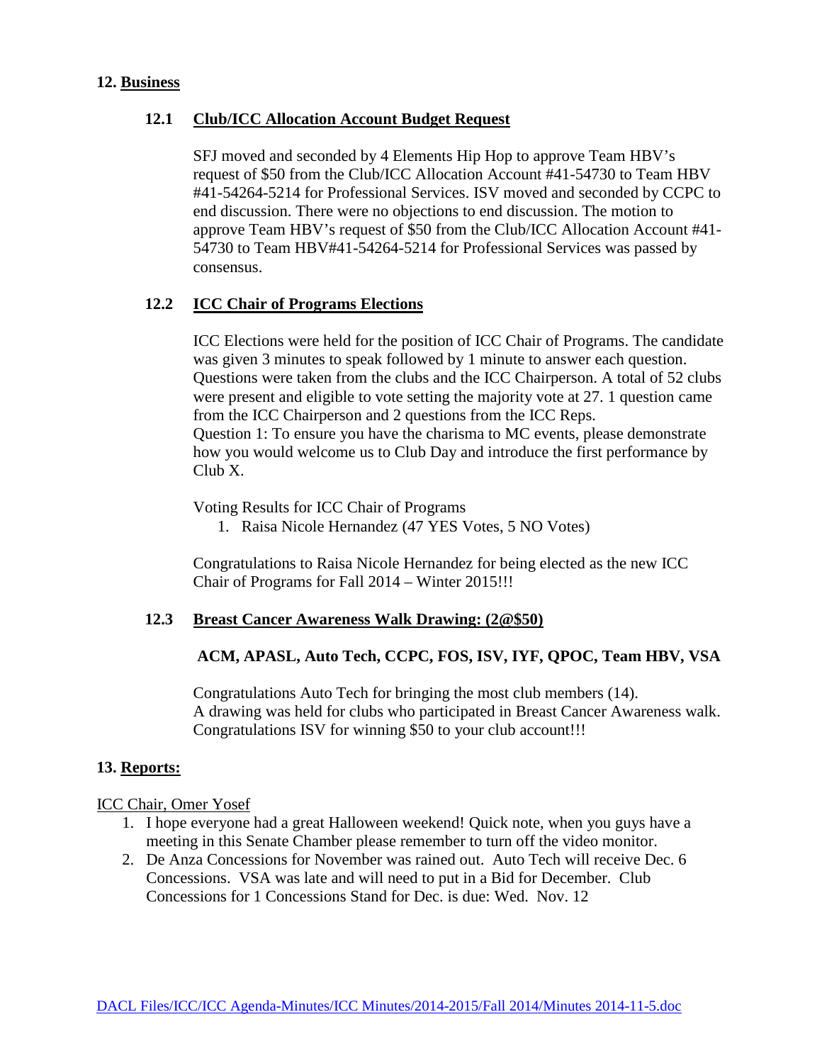## 12. Business

### 12.1 Club/ICC Allocation Account Budget Request

SFJ moved and seconded by 4 Elements Hip Hop to approve Team HBV's request of $50 from the Club/ICC Allocation Account #41-54730 to Team HBV #41-54264-5214 for Professional Services. ISV moved and seconded by CCPC to end discussion. There were no objections to end discussion. The motion to approve Team HBV's request of $50 from the Club/ICC Allocation Account #41-54730 to Team HBV#41-54264-5214 for Professional Services was passed by consensus.

### 12.2 ICC Chair of Programs Elections

ICC Elections were held for the position of ICC Chair of Programs. The candidate was given 3 minutes to speak followed by 1 minute to answer each question. Questions were taken from the clubs and the ICC Chairperson. A total of 52 clubs were present and eligible to vote setting the majority vote at 27. 1 question came from the ICC Chairperson and 2 questions from the ICC Reps.
Question 1: To ensure you have the charisma to MC events, please demonstrate how you would welcome us to Club Day and introduce the first performance by Club X.

Voting Results for ICC Chair of Programs

1. Raisa Nicole Hernandez (47 YES Votes, 5 NO Votes)

Congratulations to Raisa Nicole Hernandez for being elected as the new ICC Chair of Programs for Fall 2014 – Winter 2015!!!

### 12.3 Breast Cancer Awareness Walk Drawing: (2@$50)

**ACM, APASL, Auto Tech, CCPC, FOS, ISV, IYF, QPOC, Team HBV, VSA**

Congratulations Auto Tech for bringing the most club members (14).
A drawing was held for clubs who participated in Breast Cancer Awareness walk. Congratulations ISV for winning $50 to your club account!!!

## 13. Reports:

ICC Chair, Omer Yosef

1. I hope everyone had a great Halloween weekend! Quick note, when you guys have a meeting in this Senate Chamber please remember to turn off the video monitor.
2. De Anza Concessions for November was rained out. Auto Tech will receive Dec. 6 Concessions. VSA was late and will need to put in a Bid for December. Club Concessions for 1 Concessions Stand for Dec. is due: Wed. Nov. 12

DACL Files/ICC/ICC Agenda-Minutes/ICC Minutes/2014-2015/Fall 2014/Minutes 2014-11-5.doc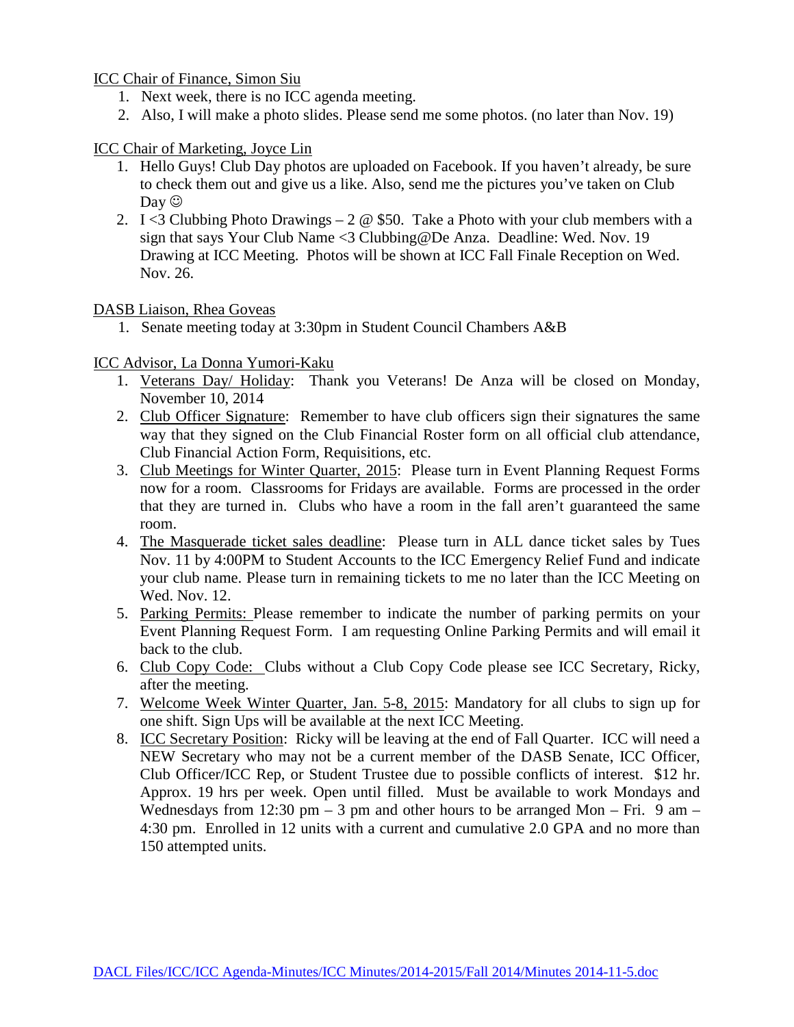ICC Chair of Finance, Simon Siu

1. Next week, there is no ICC agenda meeting.
2. Also, I will make a photo slides. Please send me some photos. (no later than Nov. 19)

ICC Chair of Marketing, Joyce Lin

1. Hello Guys! Club Day photos are uploaded on Facebook. If you haven't already, be sure to check them out and give us a like. Also, send me the pictures you've taken on Club Day ☺
2. I <3 Clubbing Photo Drawings – 2 @ $50. Take a Photo with your club members with a sign that says Your Club Name <3 Clubbing@De Anza. Deadline: Wed. Nov. 19 Drawing at ICC Meeting. Photos will be shown at ICC Fall Finale Reception on Wed. Nov. 26.

DASB Liaison, Rhea Goveas

1. Senate meeting today at 3:30pm in Student Council Chambers A&B

ICC Advisor, La Donna Yumori-Kaku

1. Veterans Day/ Holiday: Thank you Veterans! De Anza will be closed on Monday, November 10, 2014
2. Club Officer Signature: Remember to have club officers sign their signatures the same way that they signed on the Club Financial Roster form on all official club attendance, Club Financial Action Form, Requisitions, etc.
3. Club Meetings for Winter Quarter, 2015: Please turn in Event Planning Request Forms now for a room. Classrooms for Fridays are available. Forms are processed in the order that they are turned in. Clubs who have a room in the fall aren't guaranteed the same room.
4. The Masquerade ticket sales deadline: Please turn in ALL dance ticket sales by Tues Nov. 11 by 4:00PM to Student Accounts to the ICC Emergency Relief Fund and indicate your club name. Please turn in remaining tickets to me no later than the ICC Meeting on Wed. Nov. 12.
5. Parking Permits: Please remember to indicate the number of parking permits on your Event Planning Request Form. I am requesting Online Parking Permits and will email it back to the club.
6. Club Copy Code: Clubs without a Club Copy Code please see ICC Secretary, Ricky, after the meeting.
7. Welcome Week Winter Quarter, Jan. 5-8, 2015: Mandatory for all clubs to sign up for one shift. Sign Ups will be available at the next ICC Meeting.
8. ICC Secretary Position: Ricky will be leaving at the end of Fall Quarter. ICC will need a NEW Secretary who may not be a current member of the DASB Senate, ICC Officer, Club Officer/ICC Rep, or Student Trustee due to possible conflicts of interest. $12 hr. Approx. 19 hrs per week. Open until filled. Must be available to work Mondays and Wednesdays from 12:30 pm – 3 pm and other hours to be arranged Mon – Fri. 9 am – 4:30 pm. Enrolled in 12 units with a current and cumulative 2.0 GPA and no more than 150 attempted units.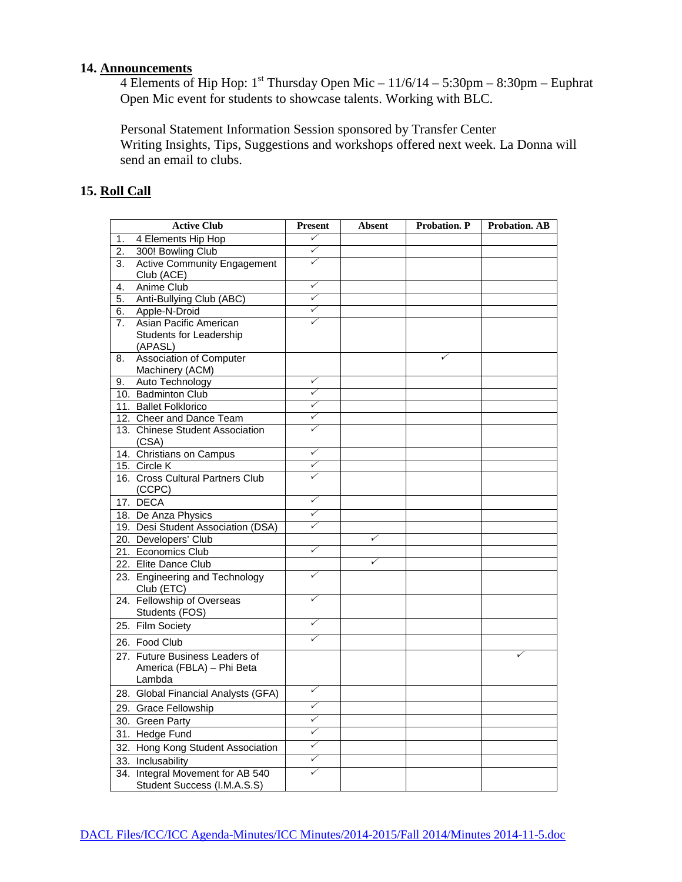## 14. Announcements

4 Elements of Hip Hop: 1st Thursday Open Mic – 11/6/14 – 5:30pm – 8:30pm – Euphrat
Open Mic event for students to showcase talents. Working with BLC.

Personal Statement Information Session sponsored by Transfer Center
Writing Insights, Tips, Suggestions and workshops offered next week. La Donna will send an email to clubs.

## 15. Roll Call

| Active Club | Present | Absent | Probation. P | Probation. AB |
|---|---|---|---|---|
| 1. 4 Elements Hip Hop | ✓ | | | |
| 2. 300! Bowling Club | ✓ | | | |
| 3. Active Community Engagement Club (ACE) | ✓ | | | |
| 4. Anime Club | ✓ | | | |
| 5. Anti-Bullying Club (ABC) | ✓ | | | |
| 6. Apple-N-Droid | ✓ | | | |
| 7. Asian Pacific American Students for Leadership (APASL) | ✓ | | | |
| 8. Association of Computer Machinery (ACM) | | | ✓ | |
| 9. Auto Technology | ✓ | | | |
| 10. Badminton Club | ✓ | | | |
| 11. Ballet Folklorico | ✓ | | | |
| 12. Cheer and Dance Team | ✓ | | | |
| 13. Chinese Student Association (CSA) | ✓ | | | |
| 14. Christians on Campus | ✓ | | | |
| 15. Circle K | ✓ | | | |
| 16. Cross Cultural Partners Club (CCPC) | ✓ | | | |
| 17. DECA | ✓ | | | |
| 18. De Anza Physics | ✓ | | | |
| 19. Desi Student Association (DSA) | ✓ | | | |
| 20. Developers' Club | | ✓ | | |
| 21. Economics Club | ✓ | | | |
| 22. Elite Dance Club | | ✓ | | |
| 23. Engineering and Technology Club (ETC) | ✓ | | | |
| 24. Fellowship of Overseas Students (FOS) | ✓ | | | |
| 25. Film Society | ✓ | | | |
| 26. Food Club | ✓ | | | |
| 27. Future Business Leaders of America (FBLA) – Phi Beta Lambda | | | | ✓ |
| 28. Global Financial Analysts (GFA) | ✓ | | | |
| 29. Grace Fellowship | ✓ | | | |
| 30. Green Party | ✓ | | | |
| 31. Hedge Fund | ✓ | | | |
| 32. Hong Kong Student Association | ✓ | | | |
| 33. Inclusability | ✓ | | | |
| 34. Integral Movement for AB 540 Student Success (I.M.A.S.S) | ✓ | | | |

DACL Files/ICC/ICC Agenda-Minutes/ICC Minutes/2014-2015/Fall 2014/Minutes 2014-11-5.doc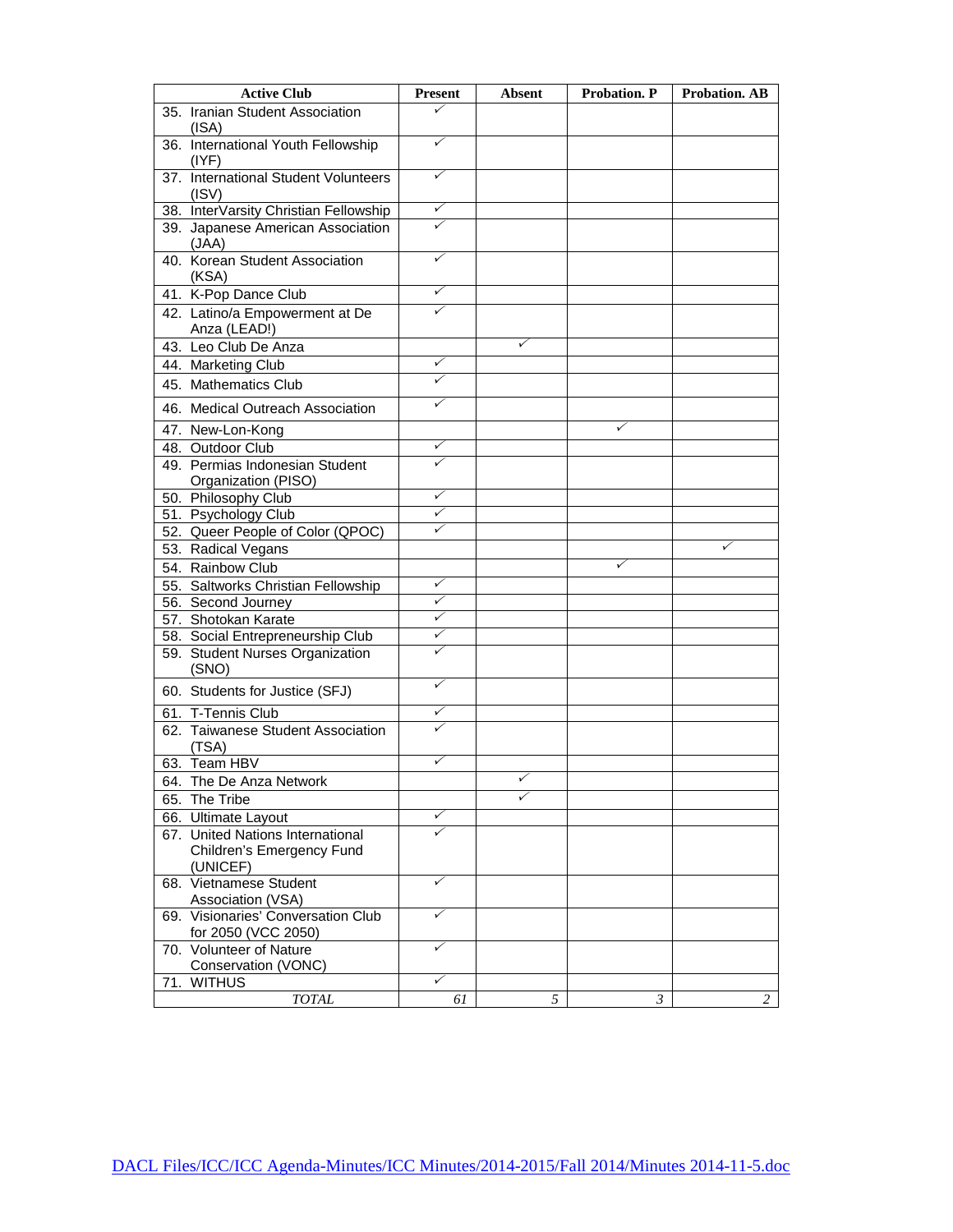| Active Club | Present | Absent | Probation. P | Probation. AB |
|---|---|---|---|---|
| 35. Iranian Student Association (ISA) | ✓ | | | |
| 36. International Youth Fellowship (IYF) | ✓ | | | |
| 37. International Student Volunteers (ISV) | ✓ | | | |
| 38. InterVarsity Christian Fellowship | ✓ | | | |
| 39. Japanese American Association (JAA) | ✓ | | | |
| 40. Korean Student Association (KSA) | ✓ | | | |
| 41. K-Pop Dance Club | ✓ | | | |
| 42. Latino/a Empowerment at De Anza (LEAD!) | ✓ | | | |
| 43. Leo Club De Anza | | ✓ | | |
| 44. Marketing Club | ✓ | | | |
| 45. Mathematics Club | ✓ | | | |
| 46. Medical Outreach Association | ✓ | | | |
| 47. New-Lon-Kong | | | ✓ | |
| 48. Outdoor Club | ✓ | | | |
| 49. Permias Indonesian Student Organization (PISO) | ✓ | | | |
| 50. Philosophy Club | ✓ | | | |
| 51. Psychology Club | ✓ | | | |
| 52. Queer People of Color (QPOC) | ✓ | | | |
| 53. Radical Vegans | | | | ✓ |
| 54. Rainbow Club | | | ✓ | |
| 55. Saltworks Christian Fellowship | ✓ | | | |
| 56. Second Journey | ✓ | | | |
| 57. Shotokan Karate | ✓ | | | |
| 58. Social Entrepreneurship Club | ✓ | | | |
| 59. Student Nurses Organization (SNO) | ✓ | | | |
| 60. Students for Justice (SFJ) | ✓ | | | |
| 61. T-Tennis Club | ✓ | | | |
| 62. Taiwanese Student Association (TSA) | ✓ | | | |
| 63. Team HBV | ✓ | | | |
| 64. The De Anza Network | | ✓ | | |
| 65. The Tribe | | ✓ | | |
| 66. Ultimate Layout | ✓ | | | |
| 67. United Nations International Children's Emergency Fund (UNICEF) | ✓ | | | |
| 68. Vietnamese Student Association (VSA) | ✓ | | | |
| 69. Visionaries' Conversation Club for 2050 (VCC 2050) | ✓ | | | |
| 70. Volunteer of Nature Conservation (VONC) | ✓ | | | |
| 71. WITHUS | ✓ | | | |
| *TOTAL* | *61* | *5* | *3* | *2* |

DACL Files/ICC/ICC Agenda-Minutes/ICC Minutes/2014-2015/Fall 2014/Minutes 2014-11-5.doc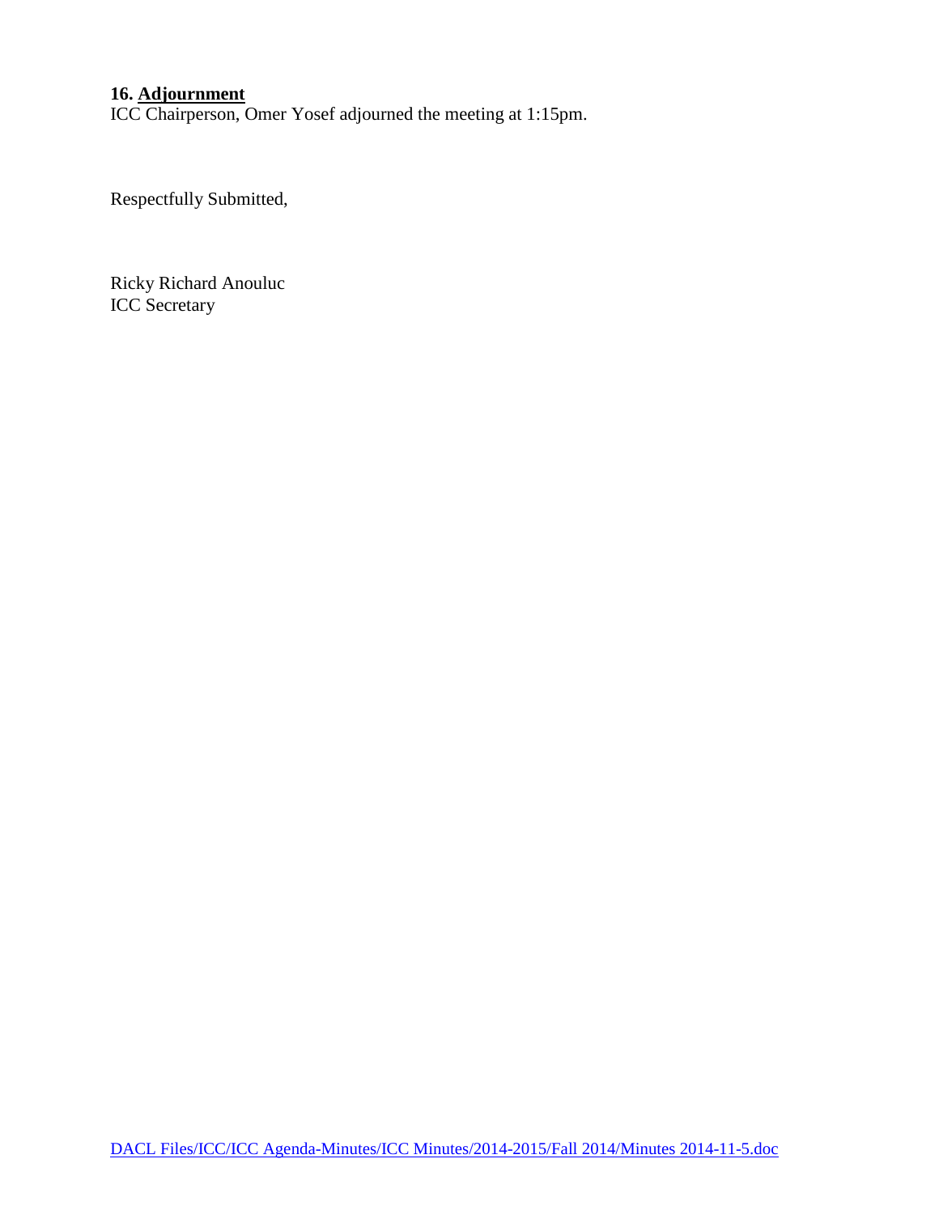**16. <u>Adjournment</u>**

ICC Chairperson, Omer Yosef adjourned the meeting at 1:15pm.

Respectfully Submitted,

Ricky Richard Anouluc
ICC Secretary

DACL Files/ICC/ICC Agenda-Minutes/ICC Minutes/2014-2015/Fall 2014/Minutes 2014-11-5.doc